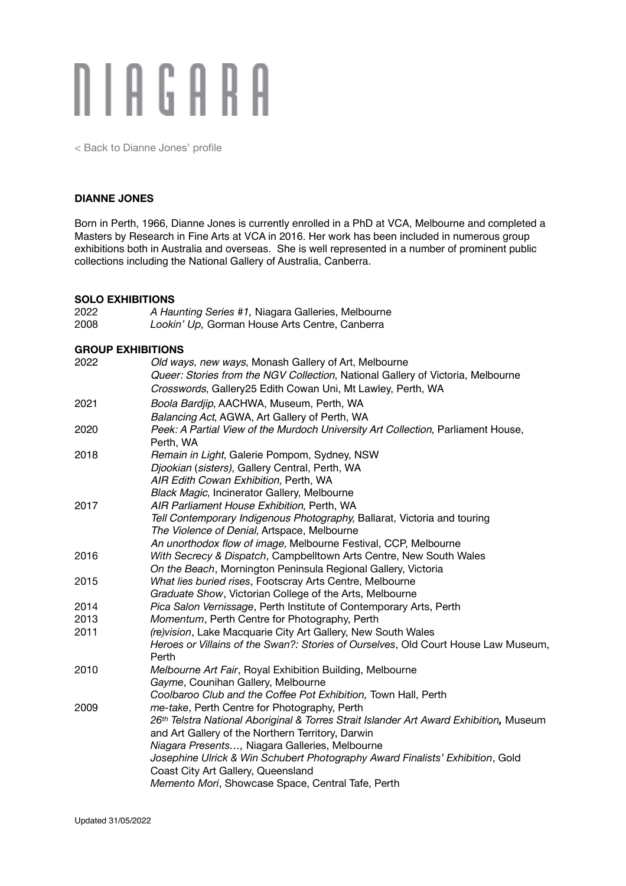# NIAGARA

< Back to Dianne Jones' profile

**DIANNE JONES**

Born in Perth, 1966, Dianne Jones is currently enrolled in a PhD at VCA, Melbourne and completed a Masters by Research in Fine Arts at VCA in 2016. Her work has been included in numerous group exhibitions both in Australia and overseas. She is well represented in a number of prominent public collections including the National Gallery of Australia, Canberra.

**SOLO EXHIBITIONS**

| | |
|---|---|
| 2022 | *A Haunting Series #1,* Niagara Galleries, Melbourne |
| 2008 | *Lookin' Up,* Gorman House Arts Centre, Canberra |

**GROUP EXHIBITIONS**

| | |
|---|---|
| 2022 | *Old ways, new ways*, Monash Gallery of Art, Melbourne |
| | *Queer: Stories from the NGV Collection*, National Gallery of Victoria, Melbourne |
| | *Crosswords*, Gallery25 Edith Cowan Uni, Mt Lawley, Perth, WA |
| 2021 | *Boola Bardjip*, AACHWA, Museum, Perth, WA |
| | *Balancing Act*, AGWA, Art Gallery of Perth, WA |
| 2020 | *Peek: A Partial View of the Murdoch University Art Collection*, Parliament House, Perth, WA |
| 2018 | *Remain in Light*, Galerie Pompom, Sydney, NSW |
| | *Djookian* (*sisters)*, Gallery Central, Perth, WA |
| | *AIR Edith Cowan Exhibition*, Perth, WA |
| | *Black Magic*, Incinerator Gallery, Melbourne |
| 2017 | *AIR Parliament House Exhibition*, Perth, WA |
| | *Tell Contemporary Indigenous Photography,* Ballarat, Victoria and touring |
| | *The Violence of Denial*, Artspace, Melbourne |
| | *An unorthodox flow of image,* Melbourne Festival, CCP, Melbourne |
| 2016 | *With Secrecy & Dispatch*, Campbelltown Arts Centre, New South Wales |
| | *On the Beach*, Mornington Peninsula Regional Gallery, Victoria |
| 2015 | *What lies buried rises*, Footscray Arts Centre, Melbourne |
| | *Graduate Show*, Victorian College of the Arts, Melbourne |
| 2014 | *Pica Salon Vernissage*, Perth Institute of Contemporary Arts, Perth |
| 2013 | *Momentum*, Perth Centre for Photography, Perth |
| 2011 | *(re)vision*, Lake Macquarie City Art Gallery, New South Wales |
| | *Heroes or Villains of the Swan?: Stories of Ourselves*, Old Court House Law Museum, Perth |
| 2010 | *Melbourne Art Fair*, Royal Exhibition Building, Melbourne |
| | *Gayme*, Counihan Gallery, Melbourne |
| | *Coolbaroo Club and the Coffee Pot Exhibition,* Town Hall, Perth |
| 2009 | *me-take*, Perth Centre for Photography, Perth |
| | *26th Telstra National Aboriginal & Torres Strait Islander Art Award Exhibition,* Museum and Art Gallery of the Northern Territory, Darwin |
| | *Niagara Presents…,* Niagara Galleries, Melbourne |
| | *Josephine Ulrick & Win Schubert Photography Award Finalists' Exhibition*, Gold Coast City Art Gallery, Queensland |
| | *Memento Mori*, Showcase Space, Central Tafe, Perth |

Updated 31/05/2022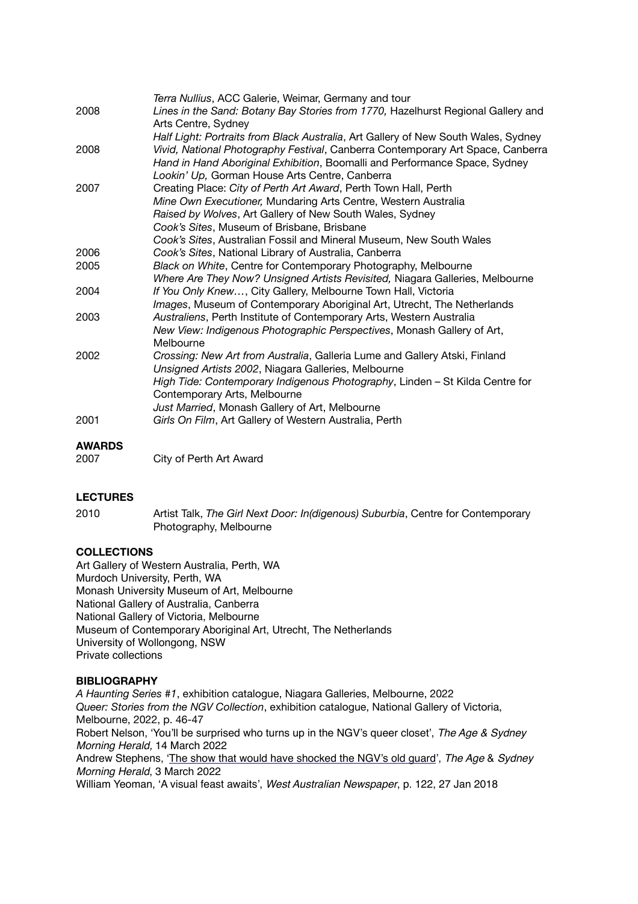| | |
|---|---|
| | *Terra Nullius*, ACC Galerie, Weimar, Germany and tour |
| 2008 | *Lines in the Sand: Botany Bay Stories from 1770,* Hazelhurst Regional Gallery and Arts Centre, Sydney |
| | *Half Light: Portraits from Black Australia*, Art Gallery of New South Wales, Sydney |
| 2008 | *Vivid, National Photography Festival*, Canberra Contemporary Art Space, Canberra |
| | *Hand in Hand Aboriginal Exhibition*, Boomalli and Performance Space, Sydney |
| | *Lookin' Up,* Gorman House Arts Centre, Canberra |
| 2007 | Creating Place: *City of Perth Art Award*, Perth Town Hall, Perth |
| | *Mine Own Executioner,* Mundaring Arts Centre, Western Australia |
| | *Raised by Wolves*, Art Gallery of New South Wales, Sydney |
| | *Cook's Sites*, Museum of Brisbane, Brisbane |
| | *Cook's Sites*, Australian Fossil and Mineral Museum, New South Wales |
| 2006 | *Cook's Sites*, National Library of Australia, Canberra |
| 2005 | *Black on White*, Centre for Contemporary Photography, Melbourne |
| | *Where Are They Now? Unsigned Artists Revisited,* Niagara Galleries, Melbourne |
| 2004 | *If You Only Knew…*, City Gallery, Melbourne Town Hall, Victoria |
| | *Images*, Museum of Contemporary Aboriginal Art, Utrecht, The Netherlands |
| 2003 | *Australiens*, Perth Institute of Contemporary Arts, Western Australia |
| | *New View: Indigenous Photographic Perspectives*, Monash Gallery of Art, Melbourne |
| 2002 | *Crossing: New Art from Australia*, Galleria Lume and Gallery Atski, Finland |
| | *Unsigned Artists 2002*, Niagara Galleries, Melbourne |
| | *High Tide: Contemporary Indigenous Photography*, Linden – St Kilda Centre for Contemporary Arts, Melbourne |
| | *Just Married*, Monash Gallery of Art, Melbourne |
| 2001 | *Girls On Film*, Art Gallery of Western Australia, Perth |

**AWARDS**

| | |
|---|---|
| 2007 | City of Perth Art Award |

**LECTURES**

| | |
|---|---|
| 2010 | Artist Talk, *The Girl Next Door: In(digenous) Suburbia*, Centre for Contemporary Photography, Melbourne |

**COLLECTIONS**

Art Gallery of Western Australia, Perth, WA
Murdoch University, Perth, WA
Monash University Museum of Art, Melbourne
National Gallery of Australia, Canberra
National Gallery of Victoria, Melbourne
Museum of Contemporary Aboriginal Art, Utrecht, The Netherlands
University of Wollongong, NSW
Private collections

**BIBLIOGRAPHY**

*A Haunting Series #1*, exhibition catalogue, Niagara Galleries, Melbourne, 2022
*Queer: Stories from the NGV Collection*, exhibition catalogue, National Gallery of Victoria, Melbourne, 2022, p. 46-47
Robert Nelson, 'You'll be surprised who turns up in the NGV's queer closet', *The Age & Sydney Morning Herald,* 14 March 2022
Andrew Stephens, 'The show that would have shocked the NGV's old guard', *The Age* & *Sydney Morning Herald*, 3 March 2022
William Yeoman, 'A visual feast awaits', *West Australian Newspaper*, p. 122, 27 Jan 2018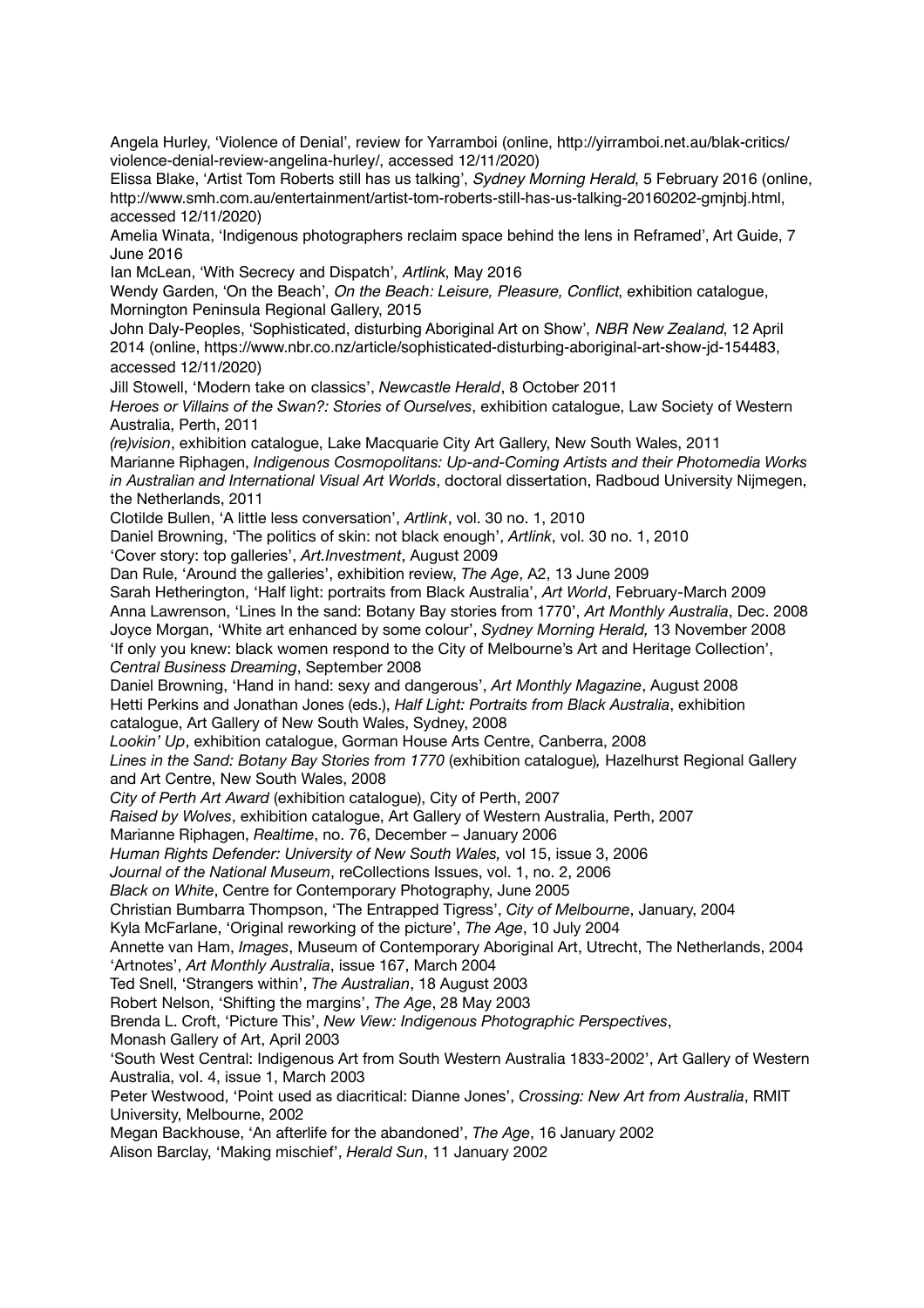Angela Hurley, 'Violence of Denial', review for Yarramboi (online, http://yirramboi.net.au/blak-critics/violence-denial-review-angelina-hurley/, accessed 12/11/2020)

Elissa Blake, 'Artist Tom Roberts still has us talking', *Sydney Morning Herald*, 5 February 2016 (online, http://www.smh.com.au/entertainment/artist-tom-roberts-still-has-us-talking-20160202-gmjnbj.html, accessed 12/11/2020)

Amelia Winata, 'Indigenous photographers reclaim space behind the lens in Reframed', Art Guide, 7 June 2016

Ian McLean, 'With Secrecy and Dispatch', *Artlink*, May 2016

Wendy Garden, 'On the Beach', *On the Beach: Leisure, Pleasure, Conflict*, exhibition catalogue, Mornington Peninsula Regional Gallery, 2015

John Daly-Peoples, 'Sophisticated, disturbing Aboriginal Art on Show', *NBR New Zealand*, 12 April 2014 (online, https://www.nbr.co.nz/article/sophisticated-disturbing-aboriginal-art-show-jd-154483, accessed 12/11/2020)

Jill Stowell, 'Modern take on classics', *Newcastle Herald*, 8 October 2011

*Heroes or Villains of the Swan?: Stories of Ourselves*, exhibition catalogue, Law Society of Western Australia, Perth, 2011

*(re)vision*, exhibition catalogue, Lake Macquarie City Art Gallery, New South Wales, 2011

Marianne Riphagen, *Indigenous Cosmopolitans: Up-and-Coming Artists and their Photomedia Works in Australian and International Visual Art Worlds*, doctoral dissertation, Radboud University Nijmegen, the Netherlands, 2011

Clotilde Bullen, 'A little less conversation', *Artlink*, vol. 30 no. 1, 2010

Daniel Browning, 'The politics of skin: not black enough', *Artlink*, vol. 30 no. 1, 2010

'Cover story: top galleries', *Art.Investment*, August 2009

Dan Rule, 'Around the galleries', exhibition review, *The Age*, A2, 13 June 2009

Sarah Hetherington, 'Half light: portraits from Black Australia', *Art World*, February-March 2009

Anna Lawrenson, 'Lines In the sand: Botany Bay stories from 1770', *Art Monthly Australia*, Dec. 2008

Joyce Morgan, 'White art enhanced by some colour', *Sydney Morning Herald,* 13 November 2008

'If only you knew: black women respond to the City of Melbourne's Art and Heritage Collection', *Central Business Dreaming*, September 2008

Daniel Browning, 'Hand in hand: sexy and dangerous', *Art Monthly Magazine*, August 2008

Hetti Perkins and Jonathan Jones (eds.), *Half Light: Portraits from Black Australia*, exhibition catalogue, Art Gallery of New South Wales, Sydney, 2008

*Lookin' Up*, exhibition catalogue, Gorman House Arts Centre, Canberra, 2008

*Lines in the Sand: Botany Bay Stories from 1770* (exhibition catalogue)*,* Hazelhurst Regional Gallery and Art Centre, New South Wales, 2008

*City of Perth Art Award* (exhibition catalogue), City of Perth, 2007

*Raised by Wolves*, exhibition catalogue, Art Gallery of Western Australia, Perth, 2007

Marianne Riphagen, *Realtime*, no. 76, December – January 2006

*Human Rights Defender: University of New South Wales,* vol 15, issue 3, 2006

*Journal of the National Museum*, reCollections Issues, vol. 1, no. 2, 2006

*Black on White*, Centre for Contemporary Photography, June 2005

Christian Bumbarra Thompson, 'The Entrapped Tigress', *City of Melbourne*, January, 2004

Kyla McFarlane, 'Original reworking of the picture', *The Age*, 10 July 2004

Annette van Ham, *Images*, Museum of Contemporary Aboriginal Art, Utrecht, The Netherlands, 2004

'Artnotes', *Art Monthly Australia*, issue 167, March 2004

Ted Snell, 'Strangers within', *The Australian*, 18 August 2003

Robert Nelson, 'Shifting the margins', *The Age*, 28 May 2003

Brenda L. Croft, 'Picture This', *New View: Indigenous Photographic Perspectives*, Monash Gallery of Art, April 2003

'South West Central: Indigenous Art from South Western Australia 1833-2002', Art Gallery of Western Australia, vol. 4, issue 1, March 2003

Peter Westwood, 'Point used as diacritical: Dianne Jones', *Crossing: New Art from Australia*, RMIT University, Melbourne, 2002

Megan Backhouse, 'An afterlife for the abandoned', *The Age*, 16 January 2002

Alison Barclay, 'Making mischief', *Herald Sun*, 11 January 2002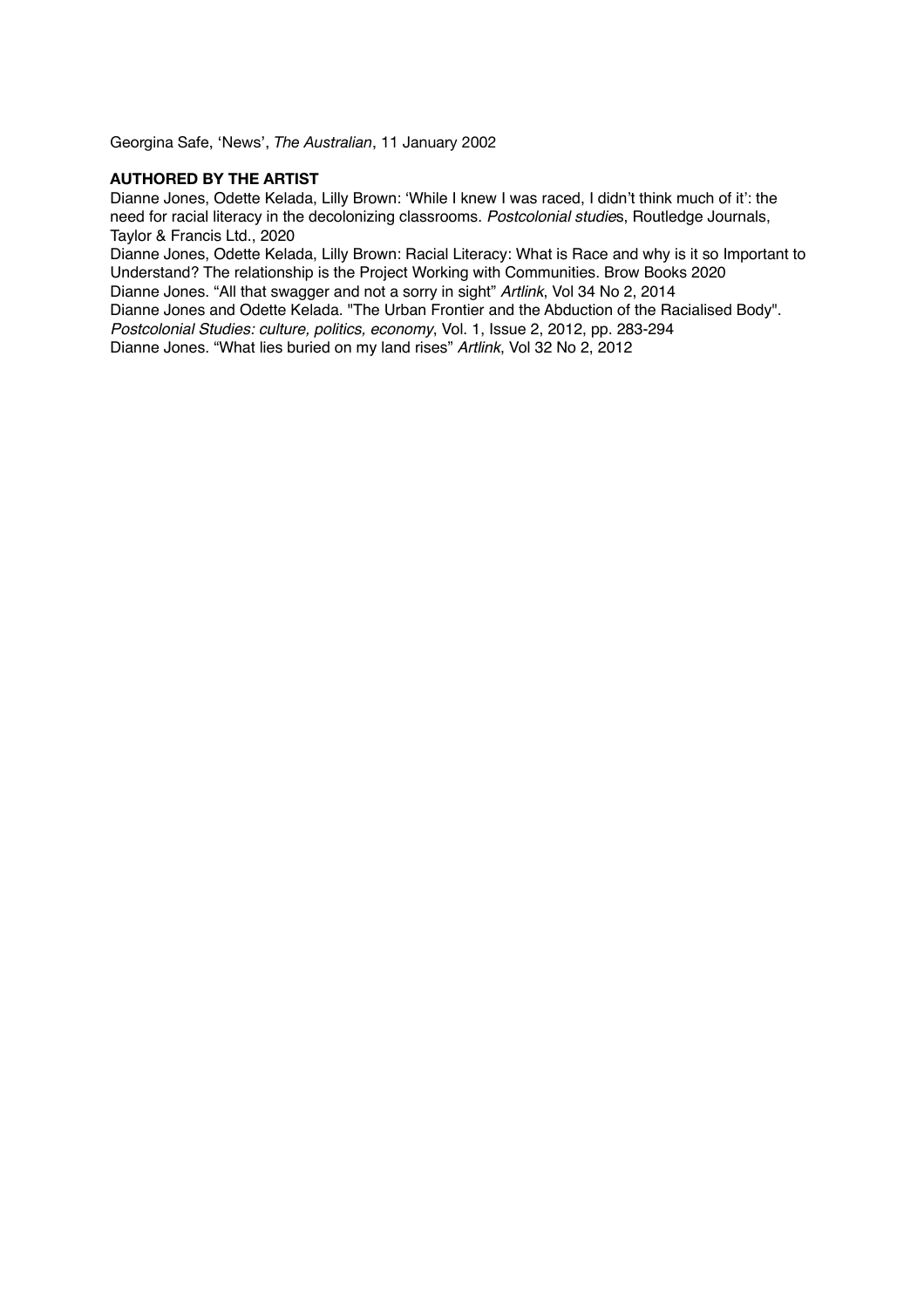Georgina Safe, 'News', *The Australian*, 11 January 2002

**AUTHORED BY THE ARTIST**

Dianne Jones, Odette Kelada, Lilly Brown: 'While I knew I was raced, I didn't think much of it': the need for racial literacy in the decolonizing classrooms. *Postcolonial studie*s, Routledge Journals, Taylor & Francis Ltd., 2020

Dianne Jones, Odette Kelada, Lilly Brown: Racial Literacy: What is Race and why is it so Important to Understand? The relationship is the Project Working with Communities. Brow Books 2020

Dianne Jones. "All that swagger and not a sorry in sight" *Artlink*, Vol 34 No 2, 2014

Dianne Jones and Odette Kelada. "The Urban Frontier and the Abduction of the Racialised Body". *Postcolonial Studies: culture, politics, economy*, Vol. 1, Issue 2, 2012, pp. 283-294

Dianne Jones. "What lies buried on my land rises" *Artlink*, Vol 32 No 2, 2012